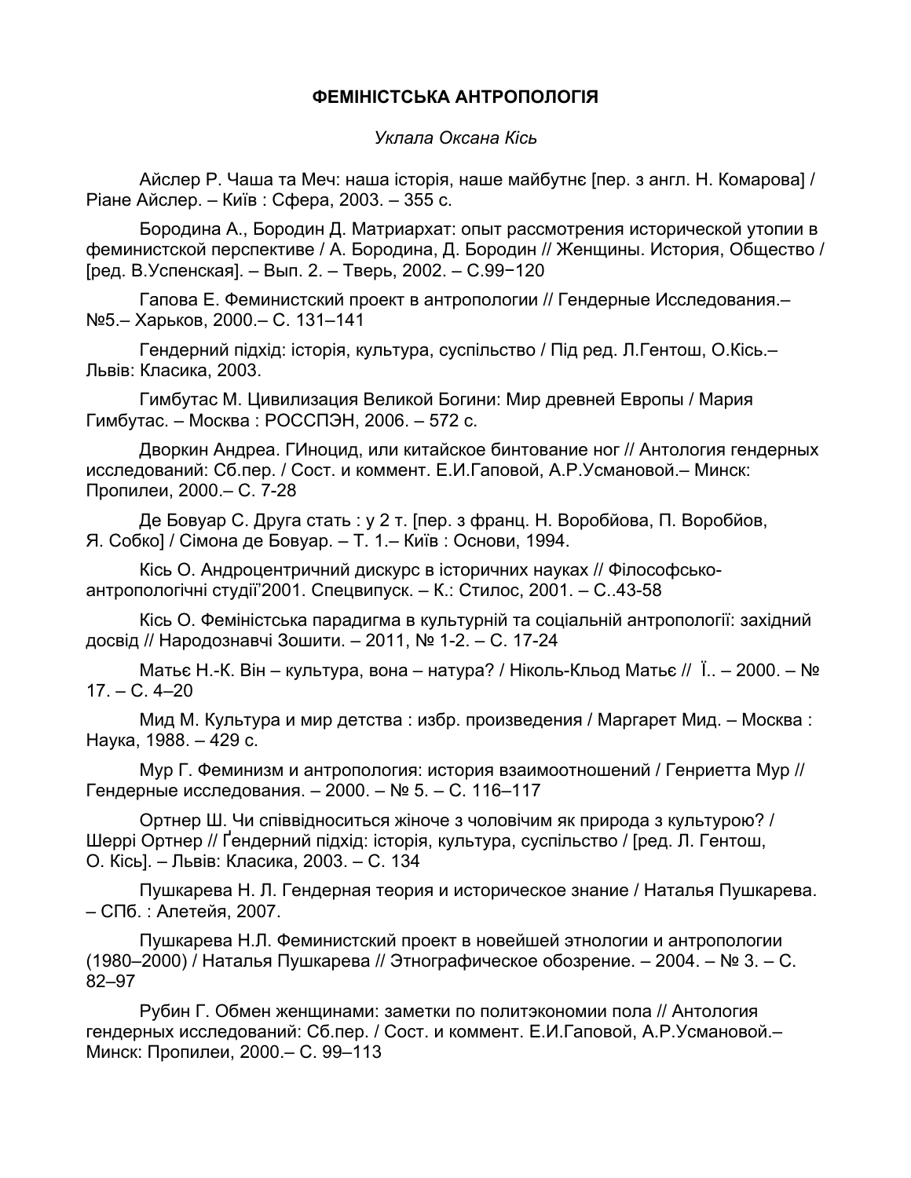**ФЕМІНІСТСЬКА АНТРОПОЛОГІЯ**

*Уклала Оксана Кісь*

Айслер Р. Чаша та Меч: наша історія, наше майбутнє [пер. з англ. Н. Комарова] / Ріане Айслер. – Київ : Сфера, 2003. – 355 с.

Бородина А., Бородин Д. Матриархат: опыт рассмотрения исторической утопии в феминистской перспективе / А. Бородина, Д. Бородин // Женщины. История, Общество / [ред. В.Успенская]. – Вып. 2. – Тверь, 2002. – С.99−120

Гапова Е. Феминистский проект в антропологии // Гендерные Исследования.– №5.– Харьков, 2000.– С. 131–141

Гендерний підхід: історія, культура, суспільство / Під ред. Л.Гентош, О.Кісь.– Львів: Класика, 2003.

Гимбутас М. Цивилизация Великой Богини: Мир древней Европы / Мария Гимбутас. – Москва : РОССПЭН, 2006. – 572 с.

Дворкин Андреа. ГИноцид, или китайское бинтование ног // Антология гендерных исследований: Сб.пер. / Сост. и коммент. Е.И.Гаповой, А.Р.Усмановой.– Минск: Пропилеи, 2000.– С. 7-28

Де Бовуар С. Друга стать : у 2 т. [пер. з франц. Н. Воробйова, П. Воробйов, Я. Собко] / Сімона де Бовуар. – Т. 1.– Київ : Основи, 1994.

Кісь О. Андроцентричний дискурс в історичних науках // Філософсько-антропологічні студії'2001. Спецвипуск. – К.: Стилос, 2001. – С..43-58

Кісь О. Феміністська парадигма в культурній та соціальній антропології: західний досвід // Народознавчі Зошити. – 2011, № 1-2. – С. 17-24

Матьє Н.-К. Він – культура, вона – натура? / Ніколь-Кльод Матьє // Ї.. – 2000. – № 17. – С. 4–20

Мид М. Культура и мир детства : избр. произведения / Маргарет Мид. – Москва : Наука, 1988. – 429 с.

Мур Г. Феминизм и антропология: история взаимоотношений / Генриетта Мур // Гендерные исследования. – 2000. – № 5. – С. 116–117

Ортнер Ш. Чи співвідноситься жіноче з чоловічим як природа з культурою? / Шеррі Ортнер // Ґендерний підхід: історія, культура, суспільство / [ред. Л. Гентош, О. Кісь]. – Львів: Класика, 2003. – С. 134

Пушкарева Н. Л. Гендерная теория и историческое знание / Наталья Пушкарева. – СПб. : Алетейя, 2007.

Пушкарева Н.Л. Феминистский проект в новейшей этнологии и антропологии (1980–2000) / Наталья Пушкарева // Этнографическое обозрение. – 2004. – № 3. – С. 82–97

Рубин Г. Обмен женщинами: заметки по политэкономии пола // Антология гендерных исследований: Сб.пер. / Сост. и коммент. Е.И.Гаповой, А.Р.Усмановой.– Минск: Пропилеи, 2000.– С. 99–113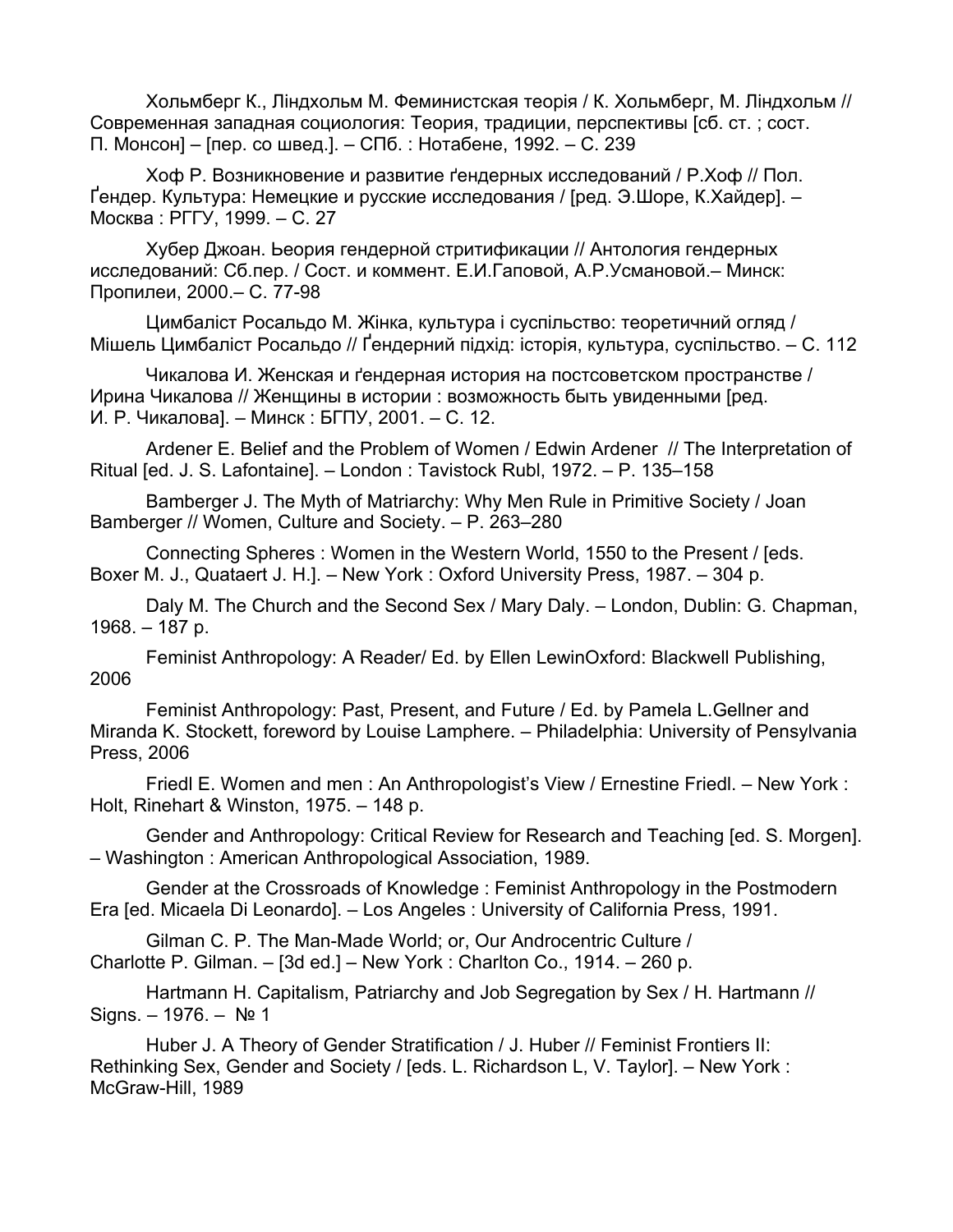Хольмберг К., Ліндхольм М. Феминистская теорія / К. Хольмберг, М. Ліндхольм // Современная западная социология: Теория, традиции, перспективы [сб. ст. ; сост. П. Монсон] – [пер. со швед.]. – СПб. : Нотабене, 1992. – С. 239

Хоф Р. Возникновение и развитие ґендерных исследований / Р.Хоф // Пол. Ґендер. Культура: Немецкие и русские исследования / [ред. Э.Шоре, К.Хайдер]. – Москва : РГГУ, 1999. – С. 27

Хубер Джоан. Ьеория гендерной стритификации // Антология гендерных исследований: Сб.пер. / Сост. и коммент. Е.И.Гаповой, А.Р.Усмановой.– Минск: Пропилеи, 2000.– С. 77-98

Цимбаліст Росальдо М. Жінка, культура і суспільство: теоретичний огляд / Мішель Цимбаліст Росальдо // Ґендерний підхід: історія, культура, суспільство. – С. 112

Чикалова И. Женская и ґендерная история на постсоветском пространстве / Ирина Чикалова // Женщины в истории : возможность быть увиденными [ред. И. Р. Чикалова]. – Минск : БГПУ, 2001. – С. 12.

Ardener E. Belief and the Problem of Women / Edwin Ardener // The Interpretation of Ritual [ed. J. S. Lafontaine]. – London : Tavistock Rubl, 1972. – P. 135–158

Bamberger J. The Myth of Matriarchy: Why Men Rule in Primitive Society / Joan Bamberger // Women, Culture and Society. – P. 263–280

Connecting Spheres : Women in the Western World, 1550 to the Present / [eds. Boxer M. J., Quataert J. H.]. – New York : Oxford University Press, 1987. – 304 p.

Daly M. The Church and the Second Sex / Mary Daly. – London, Dublin: G. Chapman, 1968. – 187 p.

Feminist Anthropology: A Reader/ Ed. by Ellen LewinOxford: Blackwell Publishing, 2006

Feminist Anthropology: Past, Present, and Future / Ed. by Pamela L.Gellner and Miranda K. Stockett, foreword by Louise Lamphere. – Philadelphia: University of Pensylvania Press, 2006

Friedl E. Women and men : An Anthropologist's View / Ernestine Friedl. – New York : Holt, Rinehart & Winston, 1975. – 148 p.

Gender and Anthropology: Critical Review for Research and Teaching [ed. S. Morgen]. – Washington : American Anthropological Association, 1989.

Gender at the Crossroads of Knowledge : Feminist Anthropology in the Postmodern Era [ed. Micaela Di Leonardo]. – Los Angeles : University of California Press, 1991.

Gilman C. P. The Man-Made World; or, Our Androcentric Culture / Charlotte P. Gilman. – [3d ed.] – New York : Charlton Co., 1914. – 260 p.

Hartmann H. Capitalism, Patriarchy and Job Segregation by Sex / H. Hartmann // Signs. – 1976. – № 1

Huber J. A Theory of Gender Stratification / J. Huber // Feminist Frontiers II: Rethinking Sex, Gender and Society / [eds. L. Richardson L, V. Taylor]. – New York : McGraw-Hill, 1989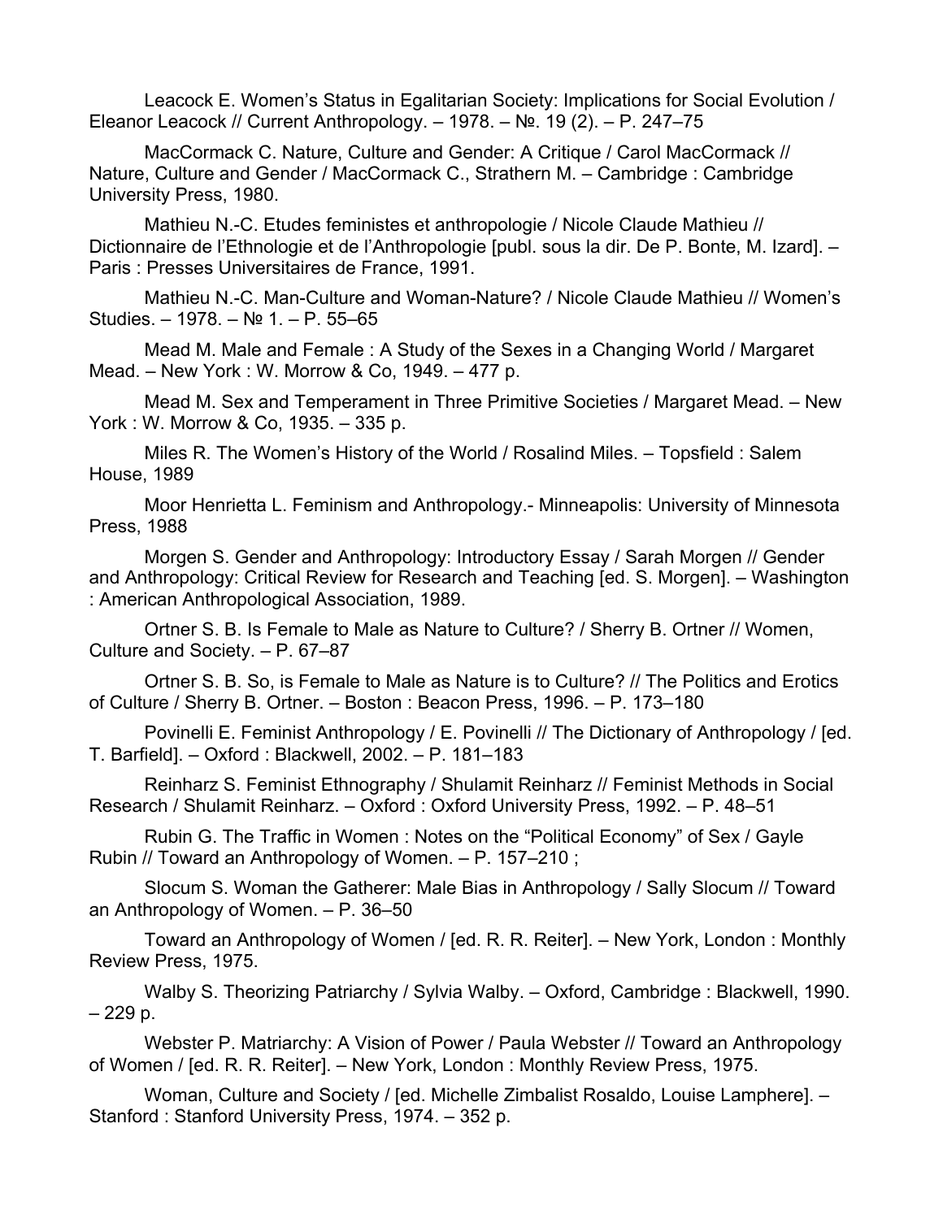Leacock E. Women's Status in Egalitarian Society: Implications for Social Evolution / Eleanor Leacock // Current Anthropology. – 1978. – №. 19 (2). – P. 247–75

MacCormack C. Nature, Culture and Gender: A Critique / Carol MacCormack // Nature, Culture and Gender / MacCormack C., Strathern M. – Cambridge : Cambridge University Press, 1980.

Mathieu N.-C. Etudes feministes et anthropologie / Nicole Claude Mathieu // Dictionnaire de l'Ethnologie et de l'Anthropologie [publ. sous la dir. De P. Bonte, M. Izard]. – Paris : Presses Universitaires de France, 1991.

Mathieu N.-C. Man-Culture and Woman-Nature? / Nicole Claude Mathieu // Women's Studies. – 1978. – № 1. – P. 55–65

Mead M. Male and Female : A Study of the Sexes in a Changing World / Margaret Mead. – New York : W. Morrow & Co, 1949. – 477 p.

Mead M. Sex and Temperament in Three Primitive Societies / Margaret Mead. – New York : W. Morrow & Co, 1935. – 335 p.

Miles R. The Women's History of the World / Rosalind Miles. – Topsfield : Salem House, 1989

Moor Henrietta L. Feminism and Anthropology.- Minneapolis: University of Minnesota Press, 1988

Morgen S. Gender and Anthropology: Introductory Essay / Sarah Morgen // Gender and Anthropology: Critical Review for Research and Teaching [ed. S. Morgen]. – Washington : American Anthropological Association, 1989.

Ortner S. B. Is Female to Male as Nature to Culture? / Sherry B. Ortner // Women, Culture and Society. – P. 67–87

Ortner S. B. So, is Female to Male as Nature is to Culture? // The Politics and Erotics of Culture / Sherry B. Ortner. – Boston : Beacon Press, 1996. – P. 173–180

Povinelli E. Feminist Anthropology / E. Povinelli // The Dictionary of Anthropology / [ed. T. Barfield]. – Oxford : Blackwell, 2002. – P. 181–183

Reinharz S. Feminist Ethnography / Shulamit Reinharz // Feminist Methods in Social Research / Shulamit Reinharz. – Oxford : Oxford University Press, 1992. – P. 48–51

Rubin G. The Traffic in Women : Notes on the "Political Economy" of Sex / Gayle Rubin // Toward an Anthropology of Women. – P. 157–210 ;

Slocum S. Woman the Gatherer: Male Bias in Anthropology / Sally Slocum // Toward an Anthropology of Women. – P. 36–50

Toward an Anthropology of Women / [ed. R. R. Reiter]. – New York, London : Monthly Review Press, 1975.

Walby S. Theorizing Patriarchy / Sylvia Walby. – Oxford, Cambridge : Blackwell, 1990. – 229 p.

Webster P. Matriarchy: A Vision of Power / Paula Webster // Toward an Anthropology of Women / [ed. R. R. Reiter]. – New York, London : Monthly Review Press, 1975.

Woman, Culture and Society / [ed. Michelle Zimbalist Rosaldo, Louise Lamphere]. – Stanford : Stanford University Press, 1974. – 352 p.